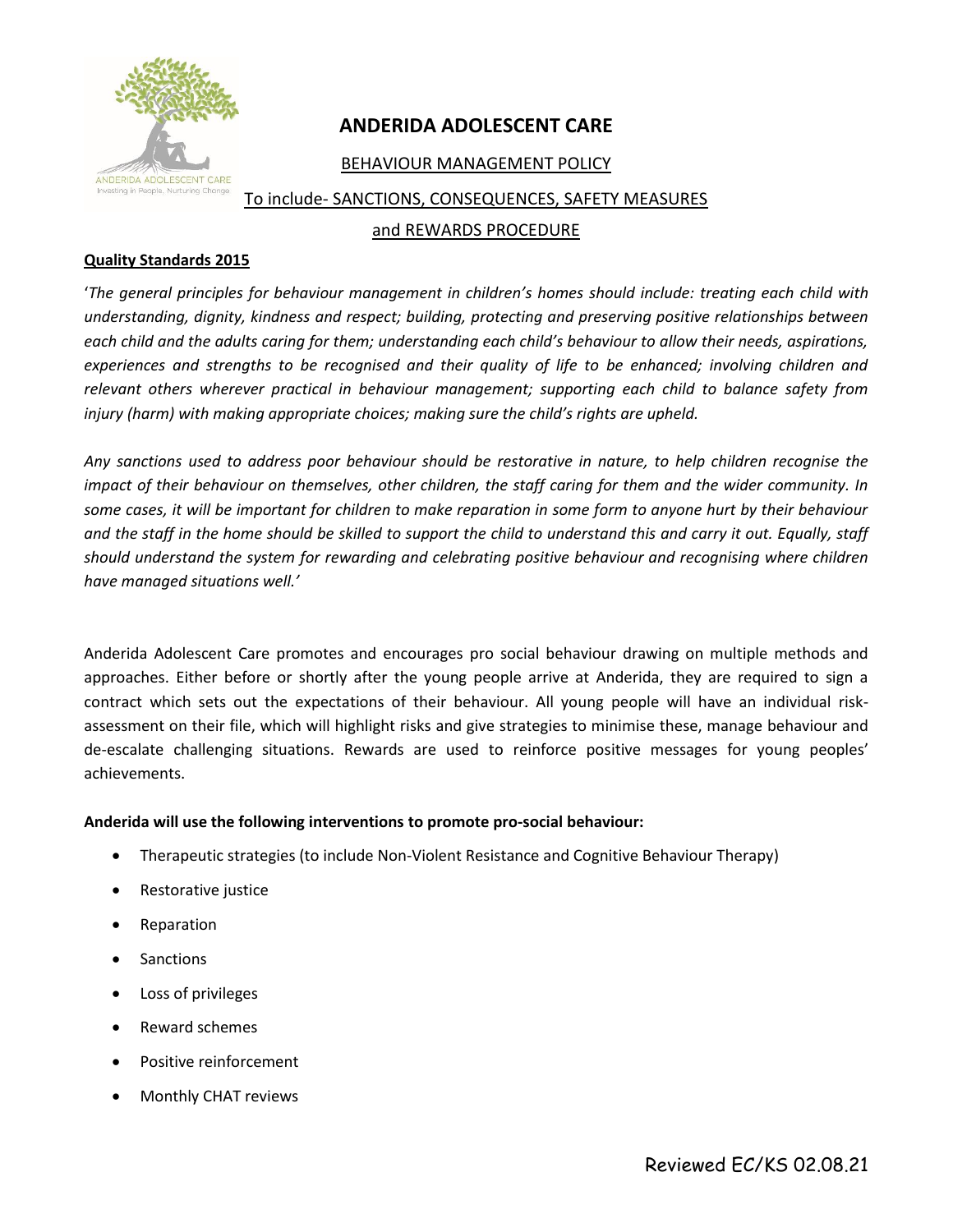# ANDERIDA ADOLESCENT CARE

## BEHAVIOUR MANAGEMENT POLICY

To include- SANCTIONS, CONSEQUENCES, SAFETY MEASURES and REWARDS PROCEDURE

**Quality Standards 2015**

'*The general principles for behaviour management in children's homes should include: treating each child with understanding, dignity, kindness and respect; building, protecting and preserving positive relationships between each child and the adults caring for them; understanding each child's behaviour to allow their needs, aspirations, experiences and strengths to be recognised and their quality of life to be enhanced; involving children and relevant others wherever practical in behaviour management; supporting each child to balance safety from injury (harm) with making appropriate choices; making sure the child's rights are upheld.*

*Any sanctions used to address poor behaviour should be restorative in nature, to help children recognise the impact of their behaviour on themselves, other children, the staff caring for them and the wider community. In some cases, it will be important for children to make reparation in some form to anyone hurt by their behaviour and the staff in the home should be skilled to support the child to understand this and carry it out. Equally, staff should understand the system for rewarding and celebrating positive behaviour and recognising where children have managed situations well.'*

Anderida Adolescent Care promotes and encourages pro social behaviour drawing on multiple methods and approaches. Either before or shortly after the young people arrive at Anderida, they are required to sign a contract which sets out the expectations of their behaviour. All young people will have an individual risk-assessment on their file, which will highlight risks and give strategies to minimise these, manage behaviour and de-escalate challenging situations. Rewards are used to reinforce positive messages for young peoples' achievements.

**Anderida will use the following interventions to promote pro-social behaviour:**

- Therapeutic strategies (to include Non-Violent Resistance and Cognitive Behaviour Therapy)
- Restorative justice
- Reparation
- Sanctions
- Loss of privileges
- Reward schemes
- Positive reinforcement
- Monthly CHAT reviews

Reviewed EC/KS 02.08.21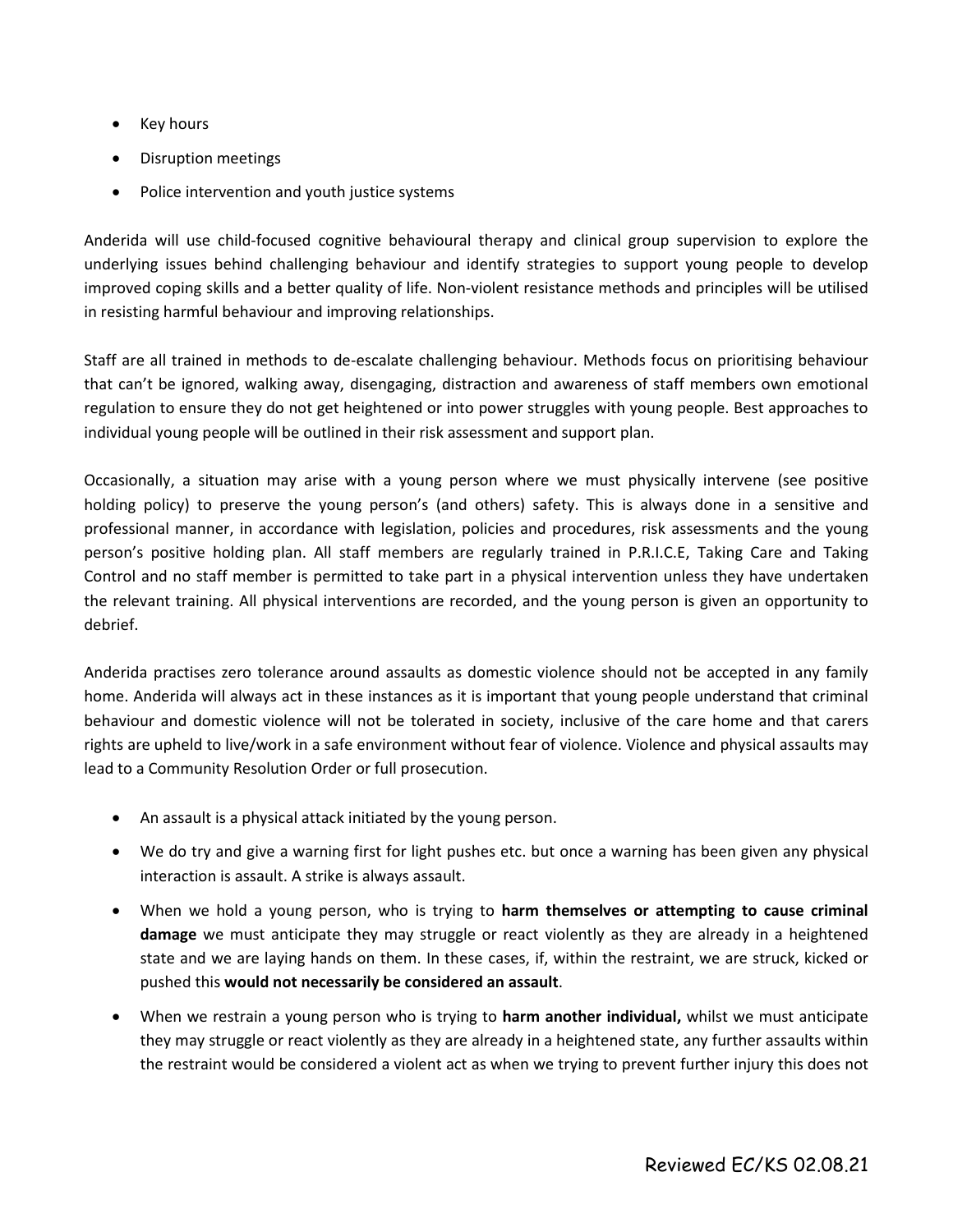- Key hours
- Disruption meetings
- Police intervention and youth justice systems

Anderida will use child-focused cognitive behavioural therapy and clinical group supervision to explore the underlying issues behind challenging behaviour and identify strategies to support young people to develop improved coping skills and a better quality of life. Non-violent resistance methods and principles will be utilised in resisting harmful behaviour and improving relationships.

Staff are all trained in methods to de-escalate challenging behaviour. Methods focus on prioritising behaviour that can't be ignored, walking away, disengaging, distraction and awareness of staff members own emotional regulation to ensure they do not get heightened or into power struggles with young people. Best approaches to individual young people will be outlined in their risk assessment and support plan.

Occasionally, a situation may arise with a young person where we must physically intervene (see positive holding policy) to preserve the young person's (and others) safety. This is always done in a sensitive and professional manner, in accordance with legislation, policies and procedures, risk assessments and the young person's positive holding plan. All staff members are regularly trained in P.R.I.C.E, Taking Care and Taking Control and no staff member is permitted to take part in a physical intervention unless they have undertaken the relevant training. All physical interventions are recorded, and the young person is given an opportunity to debrief.

Anderida practises zero tolerance around assaults as domestic violence should not be accepted in any family home. Anderida will always act in these instances as it is important that young people understand that criminal behaviour and domestic violence will not be tolerated in society, inclusive of the care home and that carers rights are upheld to live/work in a safe environment without fear of violence. Violence and physical assaults may lead to a Community Resolution Order or full prosecution.

- An assault is a physical attack initiated by the young person.
- We do try and give a warning first for light pushes etc. but once a warning has been given any physical interaction is assault. A strike is always assault.
- When we hold a young person, who is trying to **harm themselves or attempting to cause criminal damage** we must anticipate they may struggle or react violently as they are already in a heightened state and we are laying hands on them. In these cases, if, within the restraint, we are struck, kicked or pushed this **would not necessarily be considered an assault**.
- When we restrain a young person who is trying to **harm another individual,** whilst we must anticipate they may struggle or react violently as they are already in a heightened state, any further assaults within the restraint would be considered a violent act as when we trying to prevent further injury this does not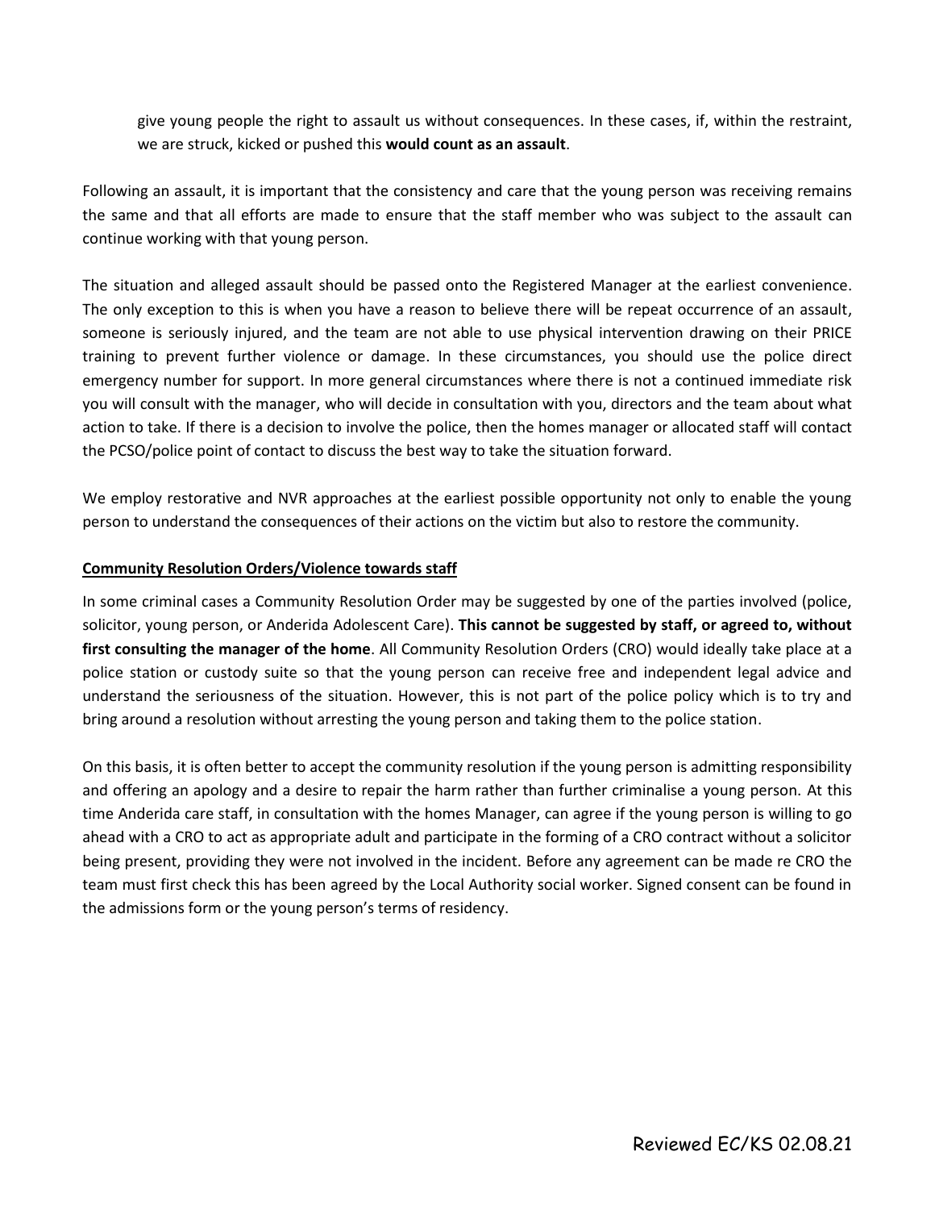give young people the right to assault us without consequences. In these cases, if, within the restraint, we are struck, kicked or pushed this **would count as an assault**.

Following an assault, it is important that the consistency and care that the young person was receiving remains the same and that all efforts are made to ensure that the staff member who was subject to the assault can continue working with that young person.

The situation and alleged assault should be passed onto the Registered Manager at the earliest convenience. The only exception to this is when you have a reason to believe there will be repeat occurrence of an assault, someone is seriously injured, and the team are not able to use physical intervention drawing on their PRICE training to prevent further violence or damage. In these circumstances, you should use the police direct emergency number for support. In more general circumstances where there is not a continued immediate risk you will consult with the manager, who will decide in consultation with you, directors and the team about what action to take. If there is a decision to involve the police, then the homes manager or allocated staff will contact the PCSO/police point of contact to discuss the best way to take the situation forward.

We employ restorative and NVR approaches at the earliest possible opportunity not only to enable the young person to understand the consequences of their actions on the victim but also to restore the community.

**Community Resolution Orders/Violence towards staff**

In some criminal cases a Community Resolution Order may be suggested by one of the parties involved (police, solicitor, young person, or Anderida Adolescent Care). **This cannot be suggested by staff, or agreed to, without first consulting the manager of the home**. All Community Resolution Orders (CRO) would ideally take place at a police station or custody suite so that the young person can receive free and independent legal advice and understand the seriousness of the situation. However, this is not part of the police policy which is to try and bring around a resolution without arresting the young person and taking them to the police station.

On this basis, it is often better to accept the community resolution if the young person is admitting responsibility and offering an apology and a desire to repair the harm rather than further criminalise a young person. At this time Anderida care staff, in consultation with the homes Manager, can agree if the young person is willing to go ahead with a CRO to act as appropriate adult and participate in the forming of a CRO contract without a solicitor being present, providing they were not involved in the incident. Before any agreement can be made re CRO the team must first check this has been agreed by the Local Authority social worker. Signed consent can be found in the admissions form or the young person's terms of residency.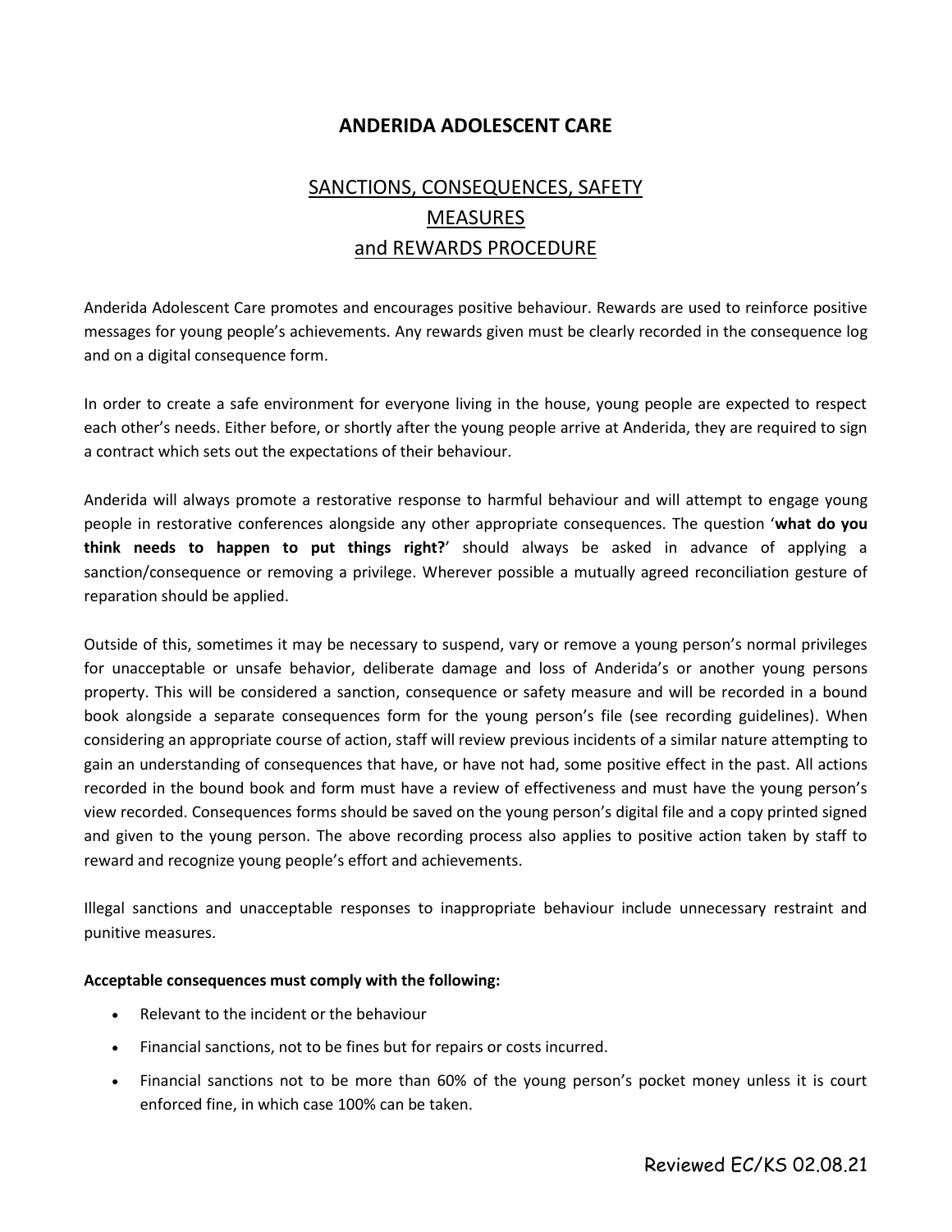# ANDERIDA ADOLESCENT CARE

## SANCTIONS, CONSEQUENCES, SAFETY MEASURES and REWARDS PROCEDURE

Anderida Adolescent Care promotes and encourages positive behaviour. Rewards are used to reinforce positive messages for young people's achievements. Any rewards given must be clearly recorded in the consequence log and on a digital consequence form.

In order to create a safe environment for everyone living in the house, young people are expected to respect each other's needs. Either before, or shortly after the young people arrive at Anderida, they are required to sign a contract which sets out the expectations of their behaviour.

Anderida will always promote a restorative response to harmful behaviour and will attempt to engage young people in restorative conferences alongside any other appropriate consequences. The question '**what do you think needs to happen to put things right?**' should always be asked in advance of applying a sanction/consequence or removing a privilege. Wherever possible a mutually agreed reconciliation gesture of reparation should be applied.

Outside of this, sometimes it may be necessary to suspend, vary or remove a young person's normal privileges for unacceptable or unsafe behavior, deliberate damage and loss of Anderida's or another young persons property. This will be considered a sanction, consequence or safety measure and will be recorded in a bound book alongside a separate consequences form for the young person's file (see recording guidelines). When considering an appropriate course of action, staff will review previous incidents of a similar nature attempting to gain an understanding of consequences that have, or have not had, some positive effect in the past. All actions recorded in the bound book and form must have a review of effectiveness and must have the young person's view recorded. Consequences forms should be saved on the young person's digital file and a copy printed signed and given to the young person. The above recording process also applies to positive action taken by staff to reward and recognize young people's effort and achievements.

Illegal sanctions and unacceptable responses to inappropriate behaviour include unnecessary restraint and punitive measures.

**Acceptable consequences must comply with the following:**

- Relevant to the incident or the behaviour
- Financial sanctions, not to be fines but for repairs or costs incurred.
- Financial sanctions not to be more than 60% of the young person's pocket money unless it is court enforced fine, in which case 100% can be taken.

Reviewed EC/KS 02.08.21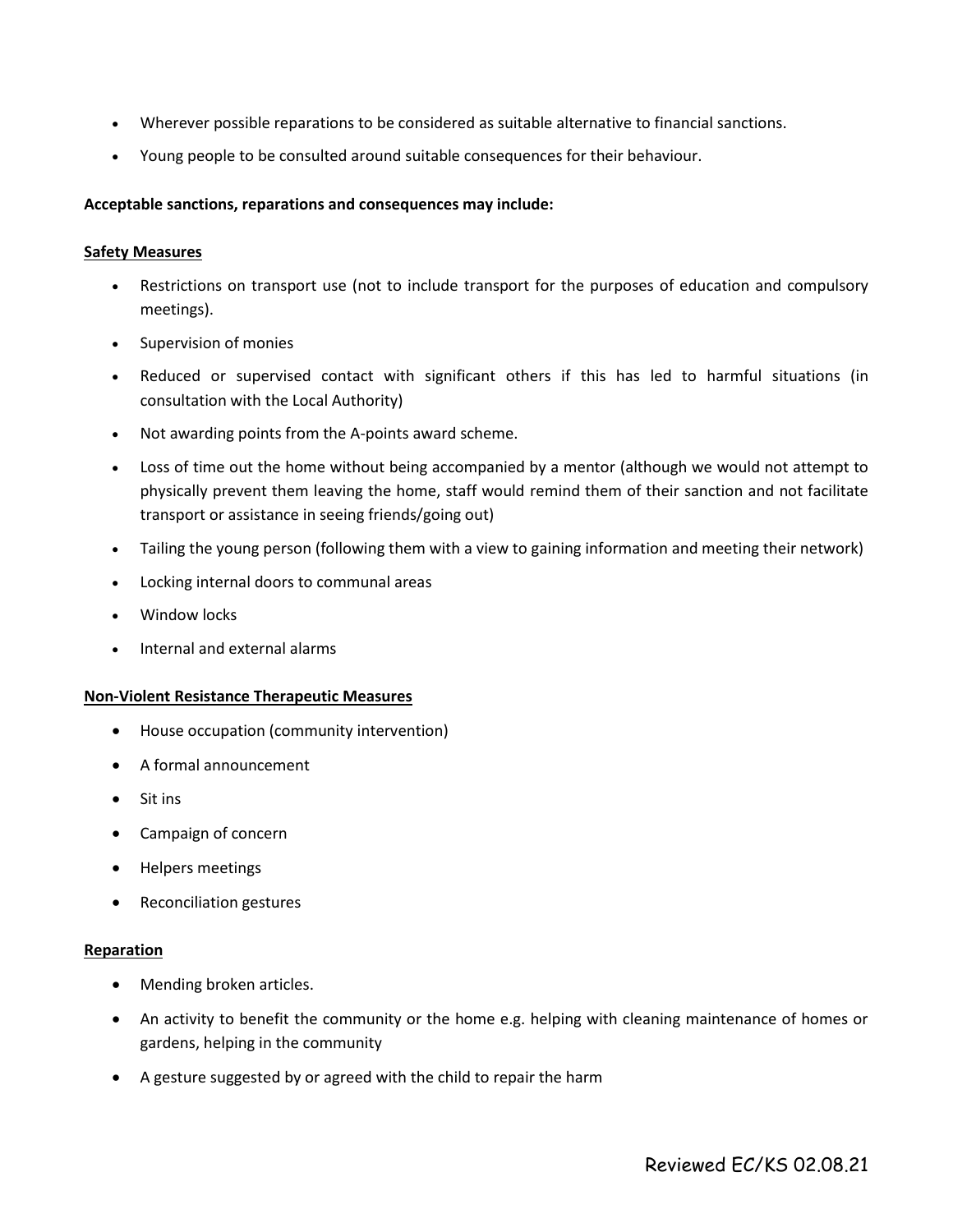- Wherever possible reparations to be considered as suitable alternative to financial sanctions.
- Young people to be consulted around suitable consequences for their behaviour.

**Acceptable sanctions, reparations and consequences may include:**

**Safety Measures**

- Restrictions on transport use (not to include transport for the purposes of education and compulsory meetings).
- Supervision of monies
- Reduced or supervised contact with significant others if this has led to harmful situations (in consultation with the Local Authority)
- Not awarding points from the A-points award scheme.
- Loss of time out the home without being accompanied by a mentor (although we would not attempt to physically prevent them leaving the home, staff would remind them of their sanction and not facilitate transport or assistance in seeing friends/going out)
- Tailing the young person (following them with a view to gaining information and meeting their network)
- Locking internal doors to communal areas
- Window locks
- Internal and external alarms

**Non-Violent Resistance Therapeutic Measures**

- House occupation (community intervention)
- A formal announcement
- Sit ins
- Campaign of concern
- Helpers meetings
- Reconciliation gestures

**Reparation**

- Mending broken articles.
- An activity to benefit the community or the home e.g. helping with cleaning maintenance of homes or gardens, helping in the community
- A gesture suggested by or agreed with the child to repair the harm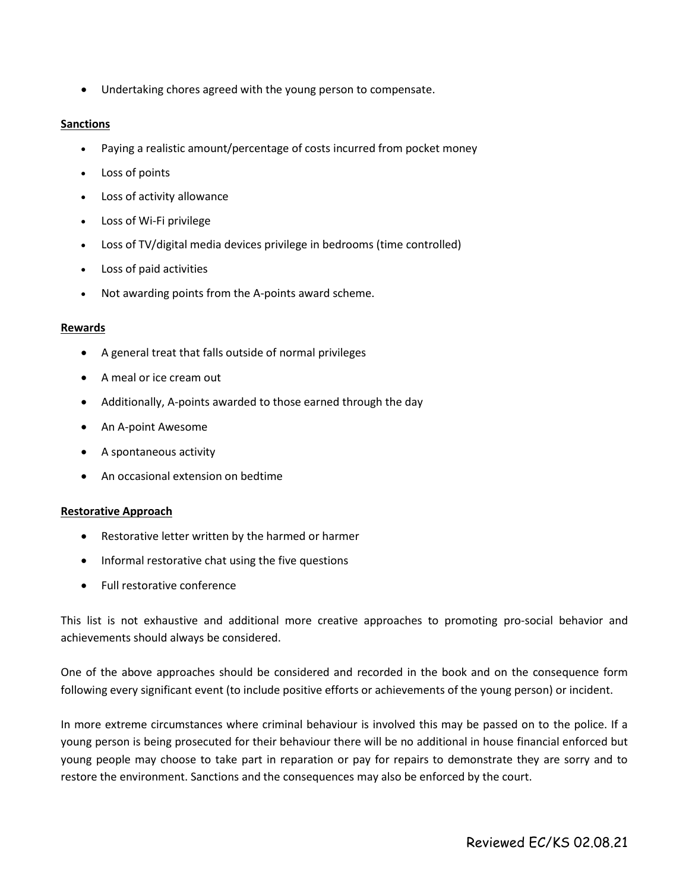- Undertaking chores agreed with the young person to compensate.

**Sanctions**

- Paying a realistic amount/percentage of costs incurred from pocket money
- Loss of points
- Loss of activity allowance
- Loss of Wi-Fi privilege
- Loss of TV/digital media devices privilege in bedrooms (time controlled)
- Loss of paid activities
- Not awarding points from the A-points award scheme.

**Rewards**

- A general treat that falls outside of normal privileges
- A meal or ice cream out
- Additionally, A-points awarded to those earned through the day
- An A-point Awesome
- A spontaneous activity
- An occasional extension on bedtime

**Restorative Approach**

- Restorative letter written by the harmed or harmer
- Informal restorative chat using the five questions
- Full restorative conference

This list is not exhaustive and additional more creative approaches to promoting pro-social behavior and achievements should always be considered.

One of the above approaches should be considered and recorded in the book and on the consequence form following every significant event (to include positive efforts or achievements of the young person) or incident.

In more extreme circumstances where criminal behaviour is involved this may be passed on to the police. If a young person is being prosecuted for their behaviour there will be no additional in house financial enforced but young people may choose to take part in reparation or pay for repairs to demonstrate they are sorry and to restore the environment. Sanctions and the consequences may also be enforced by the court.

Reviewed EC/KS 02.08.21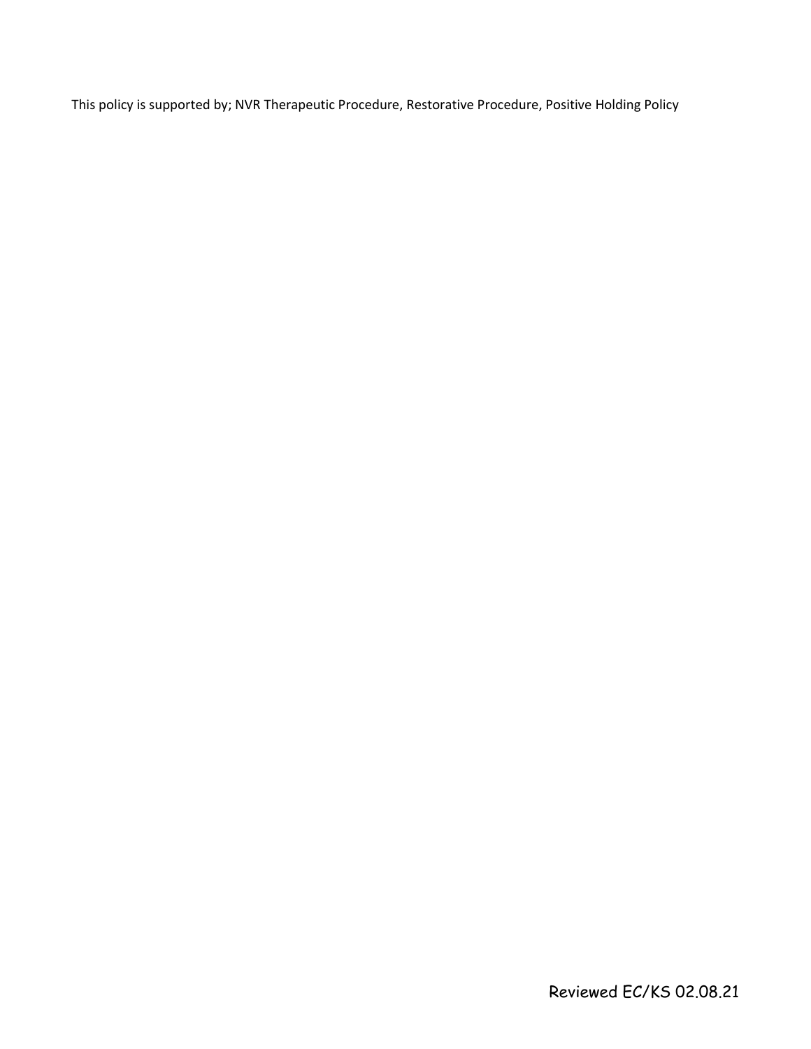This policy is supported by; NVR Therapeutic Procedure, Restorative Procedure, Positive Holding Policy

Reviewed EC/KS 02.08.21